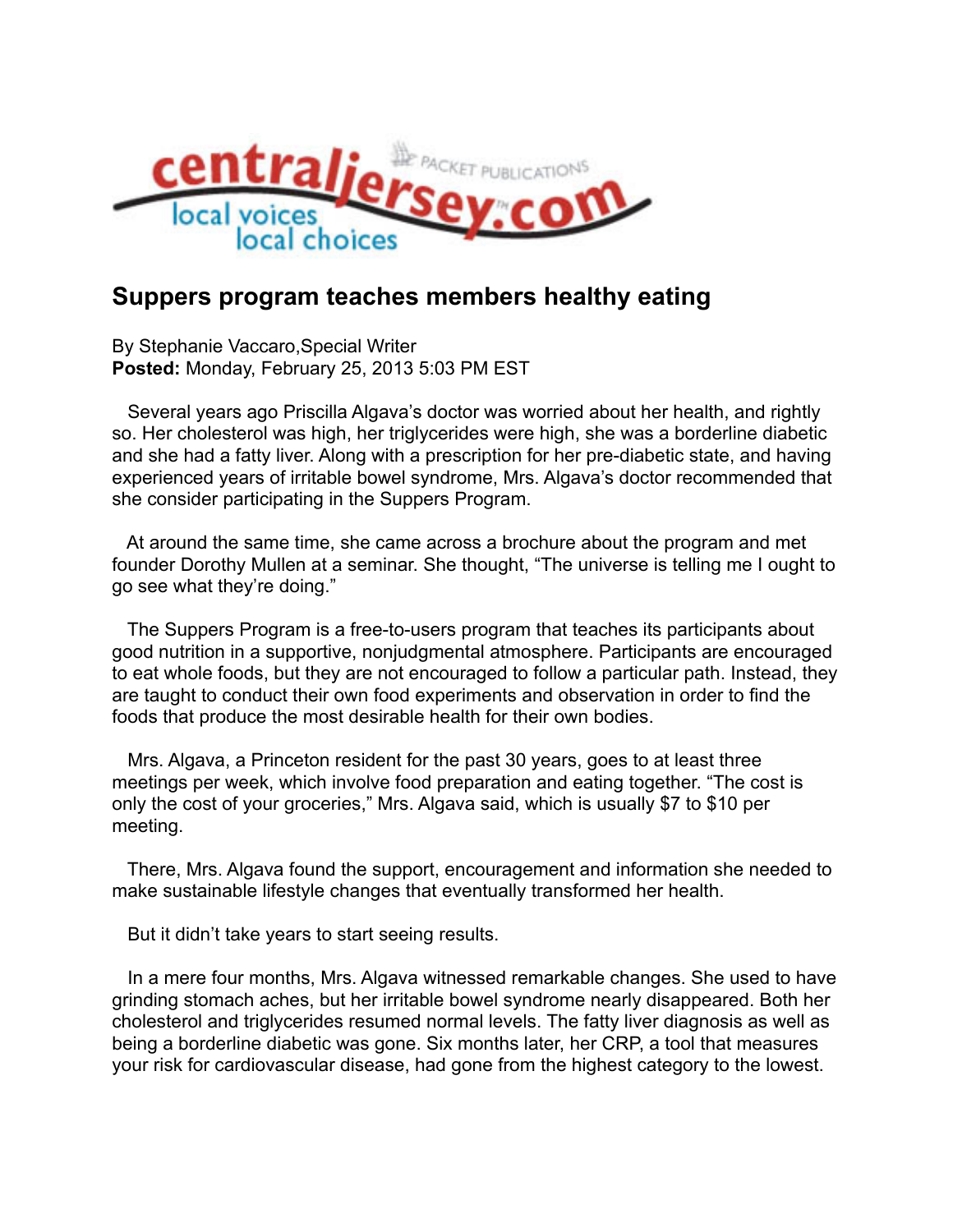# Suppers program teaches members healthy eating

By Stephanie Vaccaro,Special Writer
**Posted:** Monday, February 25, 2013 5:03 PM EST

Several years ago Priscilla Algava's doctor was worried about her health, and rightly so. Her cholesterol was high, her triglycerides were high, she was a borderline diabetic and she had a fatty liver. Along with a prescription for her pre-diabetic state, and having experienced years of irritable bowel syndrome, Mrs. Algava's doctor recommended that she consider participating in the Suppers Program.

At around the same time, she came across a brochure about the program and met founder Dorothy Mullen at a seminar. She thought, "The universe is telling me I ought to go see what they're doing."

The Suppers Program is a free-to-users program that teaches its participants about good nutrition in a supportive, nonjudgmental atmosphere. Participants are encouraged to eat whole foods, but they are not encouraged to follow a particular path. Instead, they are taught to conduct their own food experiments and observation in order to find the foods that produce the most desirable health for their own bodies.

Mrs. Algava, a Princeton resident for the past 30 years, goes to at least three meetings per week, which involve food preparation and eating together. "The cost is only the cost of your groceries," Mrs. Algava said, which is usually $7 to $10 per meeting.

There, Mrs. Algava found the support, encouragement and information she needed to make sustainable lifestyle changes that eventually transformed her health.

But it didn't take years to start seeing results.

In a mere four months, Mrs. Algava witnessed remarkable changes. She used to have grinding stomach aches, but her irritable bowel syndrome nearly disappeared. Both her cholesterol and triglycerides resumed normal levels. The fatty liver diagnosis as well as being a borderline diabetic was gone. Six months later, her CRP, a tool that measures your risk for cardiovascular disease, had gone from the highest category to the lowest.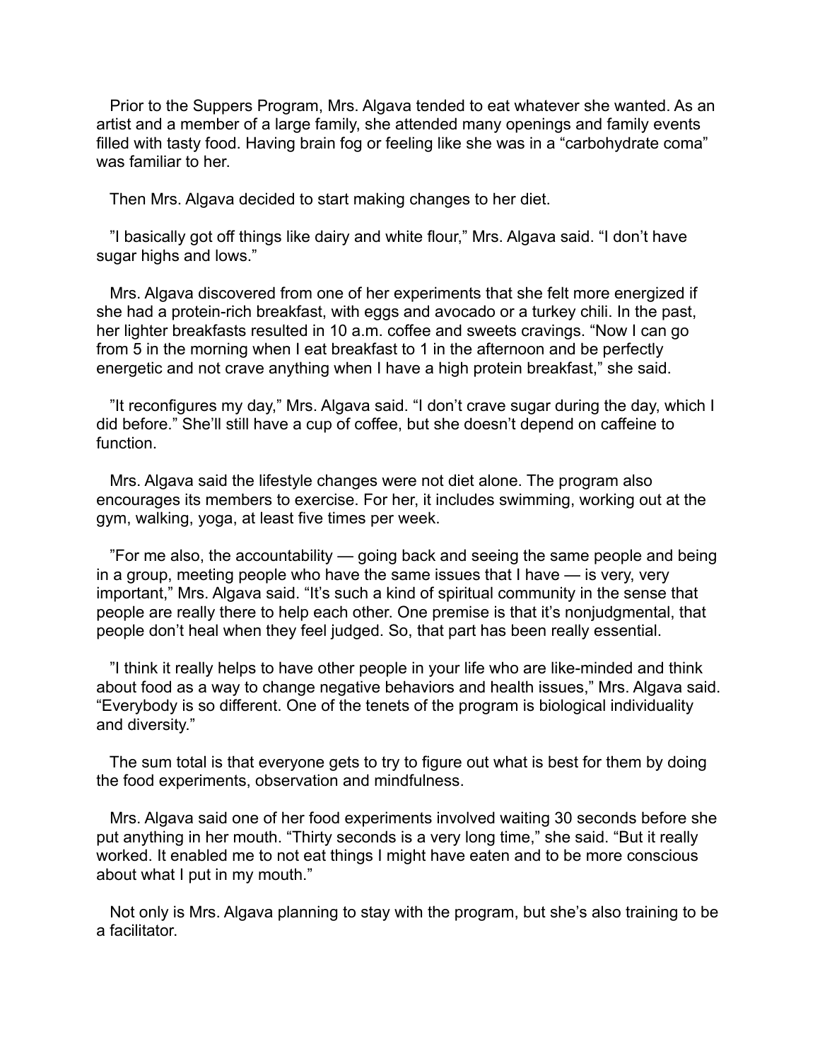Prior to the Suppers Program, Mrs. Algava tended to eat whatever she wanted. As an artist and a member of a large family, she attended many openings and family events filled with tasty food. Having brain fog or feeling like she was in a "carbohydrate coma" was familiar to her.

Then Mrs. Algava decided to start making changes to her diet.

"I basically got off things like dairy and white flour," Mrs. Algava said. "I don't have sugar highs and lows."

Mrs. Algava discovered from one of her experiments that she felt more energized if she had a protein-rich breakfast, with eggs and avocado or a turkey chili. In the past, her lighter breakfasts resulted in 10 a.m. coffee and sweets cravings. "Now I can go from 5 in the morning when I eat breakfast to 1 in the afternoon and be perfectly energetic and not crave anything when I have a high protein breakfast," she said.

"It reconfigures my day," Mrs. Algava said. "I don't crave sugar during the day, which I did before." She'll still have a cup of coffee, but she doesn't depend on caffeine to function.

Mrs. Algava said the lifestyle changes were not diet alone. The program also encourages its members to exercise. For her, it includes swimming, working out at the gym, walking, yoga, at least five times per week.

"For me also, the accountability — going back and seeing the same people and being in a group, meeting people who have the same issues that I have — is very, very important," Mrs. Algava said. "It's such a kind of spiritual community in the sense that people are really there to help each other. One premise is that it's nonjudgmental, that people don't heal when they feel judged. So, that part has been really essential.

"I think it really helps to have other people in your life who are like-minded and think about food as a way to change negative behaviors and health issues," Mrs. Algava said. "Everybody is so different. One of the tenets of the program is biological individuality and diversity."

The sum total is that everyone gets to try to figure out what is best for them by doing the food experiments, observation and mindfulness.

Mrs. Algava said one of her food experiments involved waiting 30 seconds before she put anything in her mouth. "Thirty seconds is a very long time," she said. "But it really worked. It enabled me to not eat things I might have eaten and to be more conscious about what I put in my mouth."

Not only is Mrs. Algava planning to stay with the program, but she's also training to be a facilitator.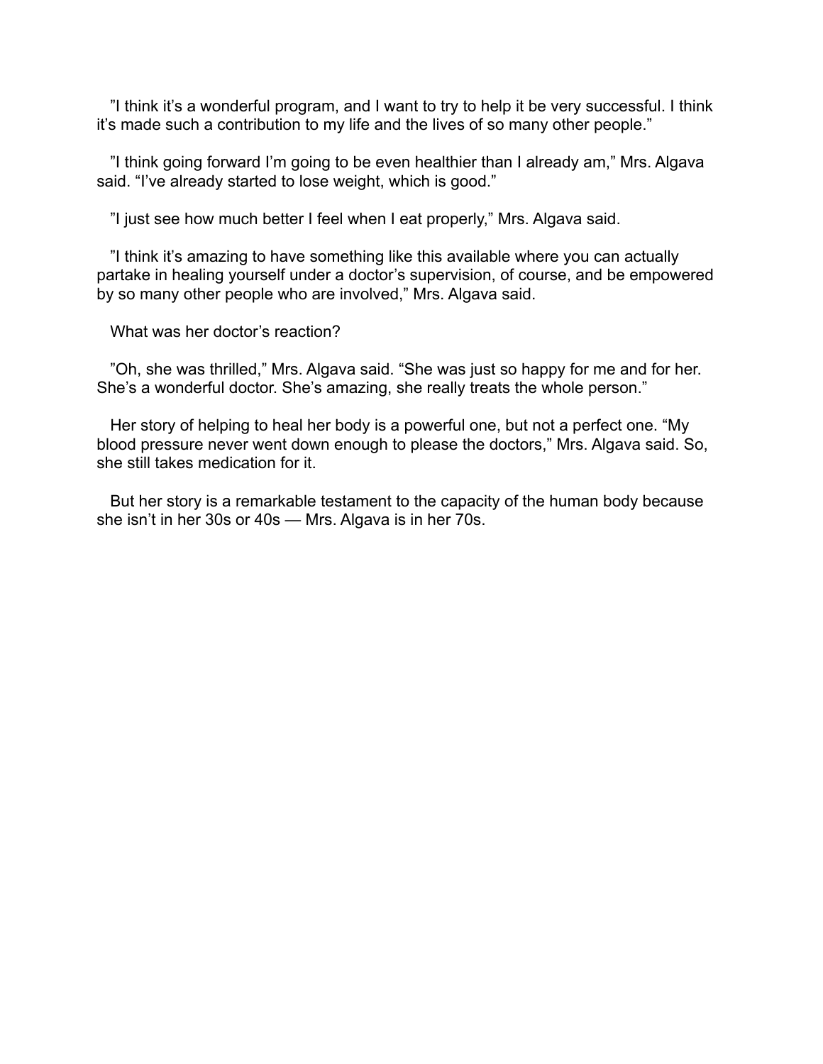"I think it's a wonderful program, and I want to try to help it be very successful. I think it's made such a contribution to my life and the lives of so many other people."

"I think going forward I'm going to be even healthier than I already am," Mrs. Algava said. "I've already started to lose weight, which is good."

"I just see how much better I feel when I eat properly," Mrs. Algava said.

"I think it's amazing to have something like this available where you can actually partake in healing yourself under a doctor's supervision, of course, and be empowered by so many other people who are involved," Mrs. Algava said.

What was her doctor's reaction?

"Oh, she was thrilled," Mrs. Algava said. "She was just so happy for me and for her. She's a wonderful doctor. She's amazing, she really treats the whole person."

Her story of helping to heal her body is a powerful one, but not a perfect one. "My blood pressure never went down enough to please the doctors," Mrs. Algava said. So, she still takes medication for it.

But her story is a remarkable testament to the capacity of the human body because she isn't in her 30s or 40s — Mrs. Algava is in her 70s.